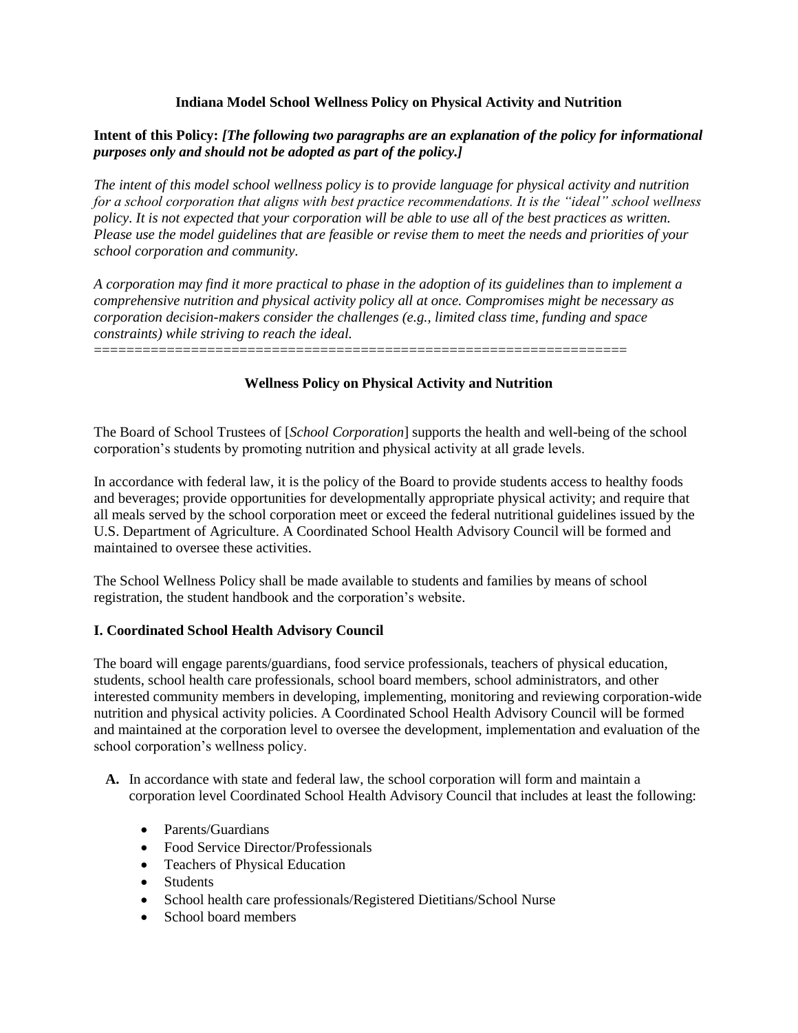# Indiana Model School Wellness Policy on Physical Activity and Nutrition

**Intent of this Policy:** ***[The following two paragraphs are an explanation of the policy for informational purposes only and should not be adopted as part of the policy.]***

*The intent of this model school wellness policy is to provide language for physical activity and nutrition for a school corporation that aligns with best practice recommendations. It is the "ideal" school wellness policy. It is not expected that your corporation will be able to use all of the best practices as written. Please use the model guidelines that are feasible or revise them to meet the needs and priorities of your school corporation and community.*

*A corporation may find it more practical to phase in the adoption of its guidelines than to implement a comprehensive nutrition and physical activity policy all at once. Compromises might be necessary as corporation decision-makers consider the challenges (e.g., limited class time, funding and space constraints) while striving to reach the ideal.*

=================================================================

## Wellness Policy on Physical Activity and Nutrition

The Board of School Trustees of [*School Corporation*] supports the health and well-being of the school corporation's students by promoting nutrition and physical activity at all grade levels.

In accordance with federal law, it is the policy of the Board to provide students access to healthy foods and beverages; provide opportunities for developmentally appropriate physical activity; and require that all meals served by the school corporation meet or exceed the federal nutritional guidelines issued by the U.S. Department of Agriculture. A Coordinated School Health Advisory Council will be formed and maintained to oversee these activities.

The School Wellness Policy shall be made available to students and families by means of school registration, the student handbook and the corporation's website.

### I. Coordinated School Health Advisory Council

The board will engage parents/guardians, food service professionals, teachers of physical education, students, school health care professionals, school board members, school administrators, and other interested community members in developing, implementing, monitoring and reviewing corporation-wide nutrition and physical activity policies. A Coordinated School Health Advisory Council will be formed and maintained at the corporation level to oversee the development, implementation and evaluation of the school corporation's wellness policy.

**A.** In accordance with state and federal law, the school corporation will form and maintain a corporation level Coordinated School Health Advisory Council that includes at least the following:

- Parents/Guardians
- Food Service Director/Professionals
- Teachers of Physical Education
- Students
- School health care professionals/Registered Dietitians/School Nurse
- School board members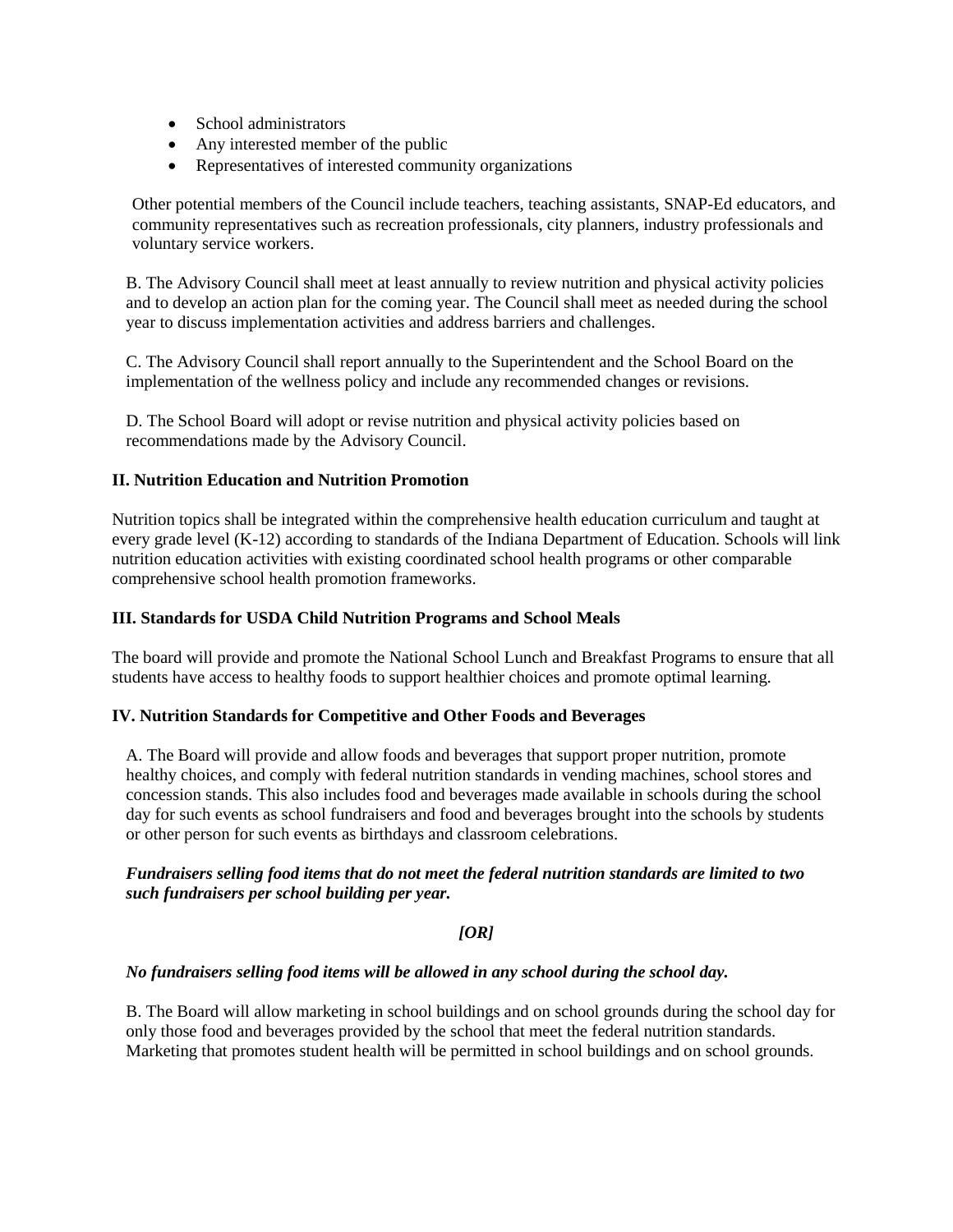- School administrators
- Any interested member of the public
- Representatives of interested community organizations

Other potential members of the Council include teachers, teaching assistants, SNAP-Ed educators, and community representatives such as recreation professionals, city planners, industry professionals and voluntary service workers.

B. The Advisory Council shall meet at least annually to review nutrition and physical activity policies and to develop an action plan for the coming year. The Council shall meet as needed during the school year to discuss implementation activities and address barriers and challenges.

C. The Advisory Council shall report annually to the Superintendent and the School Board on the implementation of the wellness policy and include any recommended changes or revisions.

D. The School Board will adopt or revise nutrition and physical activity policies based on recommendations made by the Advisory Council.

**II. Nutrition Education and Nutrition Promotion**

Nutrition topics shall be integrated within the comprehensive health education curriculum and taught at every grade level (K-12) according to standards of the Indiana Department of Education. Schools will link nutrition education activities with existing coordinated school health programs or other comparable comprehensive school health promotion frameworks.

**III. Standards for USDA Child Nutrition Programs and School Meals**

The board will provide and promote the National School Lunch and Breakfast Programs to ensure that all students have access to healthy foods to support healthier choices and promote optimal learning.

**IV. Nutrition Standards for Competitive and Other Foods and Beverages**

A. The Board will provide and allow foods and beverages that support proper nutrition, promote healthy choices, and comply with federal nutrition standards in vending machines, school stores and concession stands. This also includes food and beverages made available in schools during the school day for such events as school fundraisers and food and beverages brought into the schools by students or other person for such events as birthdays and classroom celebrations.

***Fundraisers selling food items that do not meet the federal nutrition standards are limited to two such fundraisers per school building per year.***

***[OR]***

***No fundraisers selling food items will be allowed in any school during the school day.***

B. The Board will allow marketing in school buildings and on school grounds during the school day for only those food and beverages provided by the school that meet the federal nutrition standards. Marketing that promotes student health will be permitted in school buildings and on school grounds.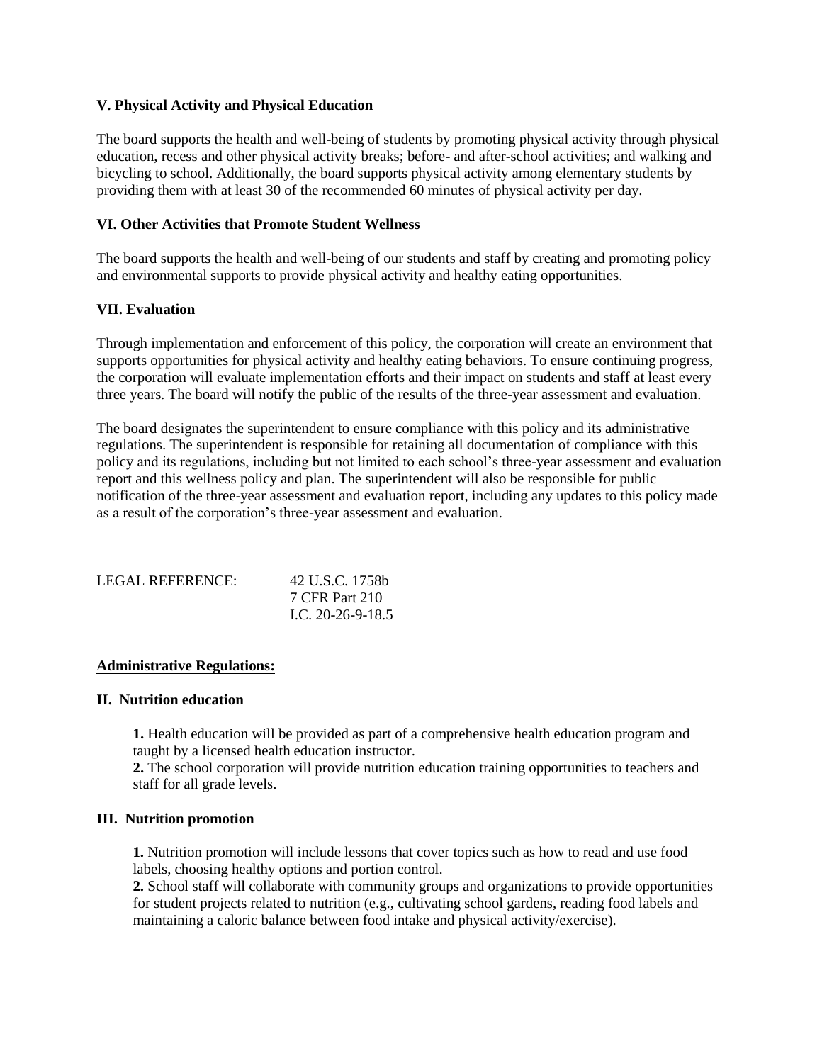**V. Physical Activity and Physical Education**

The board supports the health and well-being of students by promoting physical activity through physical education, recess and other physical activity breaks; before- and after-school activities; and walking and bicycling to school. Additionally, the board supports physical activity among elementary students by providing them with at least 30 of the recommended 60 minutes of physical activity per day.

**VI. Other Activities that Promote Student Wellness**

The board supports the health and well-being of our students and staff by creating and promoting policy and environmental supports to provide physical activity and healthy eating opportunities.

**VII. Evaluation**

Through implementation and enforcement of this policy, the corporation will create an environment that supports opportunities for physical activity and healthy eating behaviors. To ensure continuing progress, the corporation will evaluate implementation efforts and their impact on students and staff at least every three years. The board will notify the public of the results of the three-year assessment and evaluation.

The board designates the superintendent to ensure compliance with this policy and its administrative regulations. The superintendent is responsible for retaining all documentation of compliance with this policy and its regulations, including but not limited to each school's three-year assessment and evaluation report and this wellness policy and plan. The superintendent will also be responsible for public notification of the three-year assessment and evaluation report, including any updates to this policy made as a result of the corporation's three-year assessment and evaluation.

LEGAL REFERENCE: 42 U.S.C. 1758b
7 CFR Part 210
I.C. 20-26-9-18.5

**Administrative Regulations:**

**II. Nutrition education**

**1.** Health education will be provided as part of a comprehensive health education program and taught by a licensed health education instructor.
**2.** The school corporation will provide nutrition education training opportunities to teachers and staff for all grade levels.

**III. Nutrition promotion**

**1.** Nutrition promotion will include lessons that cover topics such as how to read and use food labels, choosing healthy options and portion control.
**2.** School staff will collaborate with community groups and organizations to provide opportunities for student projects related to nutrition (e.g., cultivating school gardens, reading food labels and maintaining a caloric balance between food intake and physical activity/exercise).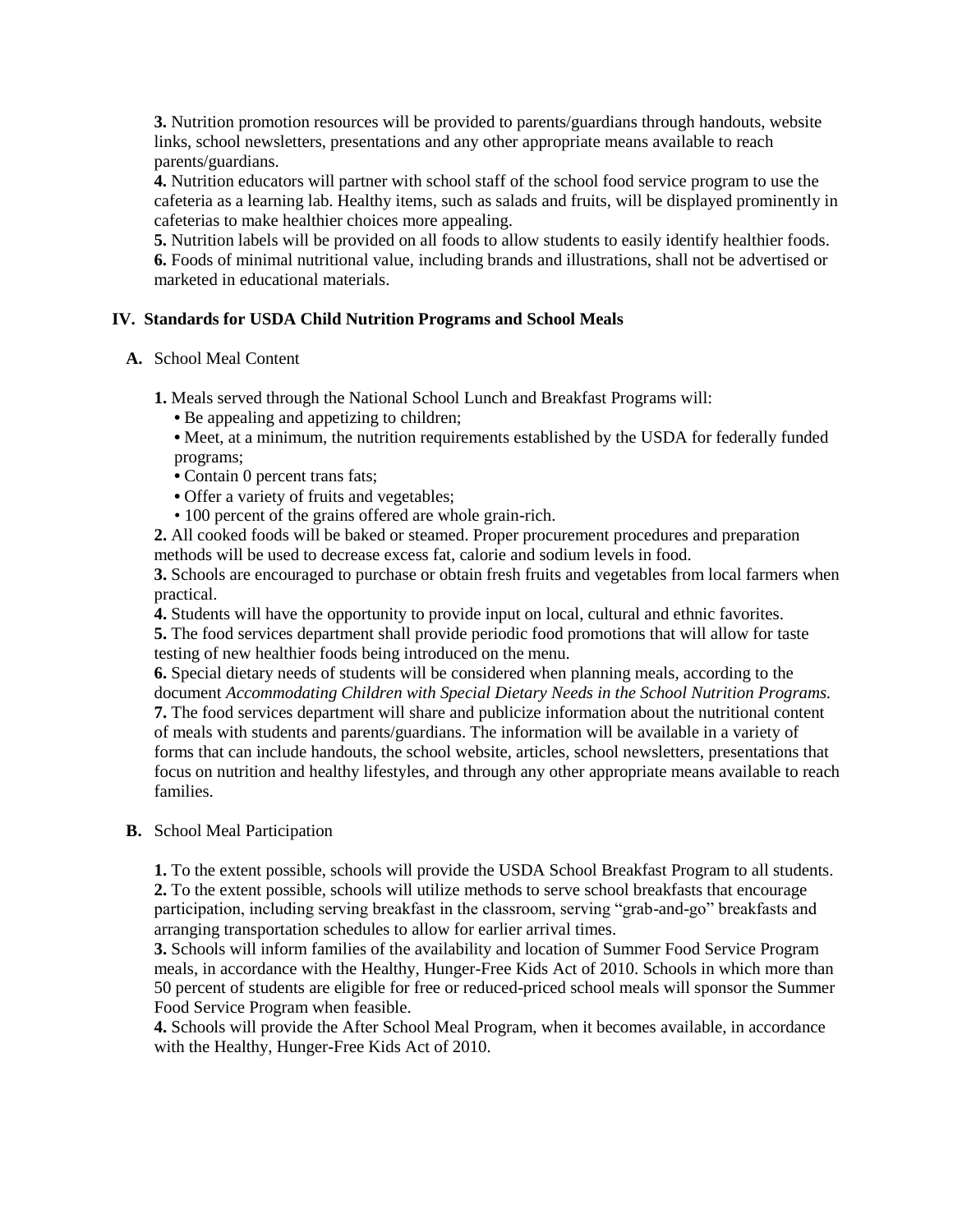**3.** Nutrition promotion resources will be provided to parents/guardians through handouts, website links, school newsletters, presentations and any other appropriate means available to reach parents/guardians.
**4.** Nutrition educators will partner with school staff of the school food service program to use the cafeteria as a learning lab. Healthy items, such as salads and fruits, will be displayed prominently in cafeterias to make healthier choices more appealing.
**5.** Nutrition labels will be provided on all foods to allow students to easily identify healthier foods.
**6.** Foods of minimal nutritional value, including brands and illustrations, shall not be advertised or marketed in educational materials.

## IV. Standards for USDA Child Nutrition Programs and School Meals

### A. School Meal Content

**1.** Meals served through the National School Lunch and Breakfast Programs will:

- Be appealing and appetizing to children;
- Meet, at a minimum, the nutrition requirements established by the USDA for federally funded programs;
- Contain 0 percent trans fats;
- Offer a variety of fruits and vegetables;
- 100 percent of the grains offered are whole grain-rich.

**2.** All cooked foods will be baked or steamed. Proper procurement procedures and preparation methods will be used to decrease excess fat, calorie and sodium levels in food.
**3.** Schools are encouraged to purchase or obtain fresh fruits and vegetables from local farmers when practical.
**4.** Students will have the opportunity to provide input on local, cultural and ethnic favorites.
**5.** The food services department shall provide periodic food promotions that will allow for taste testing of new healthier foods being introduced on the menu.
**6.** Special dietary needs of students will be considered when planning meals, according to the document *Accommodating Children with Special Dietary Needs in the School Nutrition Programs.*
**7.** The food services department will share and publicize information about the nutritional content of meals with students and parents/guardians. The information will be available in a variety of forms that can include handouts, the school website, articles, school newsletters, presentations that focus on nutrition and healthy lifestyles, and through any other appropriate means available to reach families.

### B. School Meal Participation

**1.** To the extent possible, schools will provide the USDA School Breakfast Program to all students.
**2.** To the extent possible, schools will utilize methods to serve school breakfasts that encourage participation, including serving breakfast in the classroom, serving "grab-and-go" breakfasts and arranging transportation schedules to allow for earlier arrival times.
**3.** Schools will inform families of the availability and location of Summer Food Service Program meals, in accordance with the Healthy, Hunger-Free Kids Act of 2010. Schools in which more than 50 percent of students are eligible for free or reduced-priced school meals will sponsor the Summer Food Service Program when feasible.
**4.** Schools will provide the After School Meal Program, when it becomes available, in accordance with the Healthy, Hunger-Free Kids Act of 2010.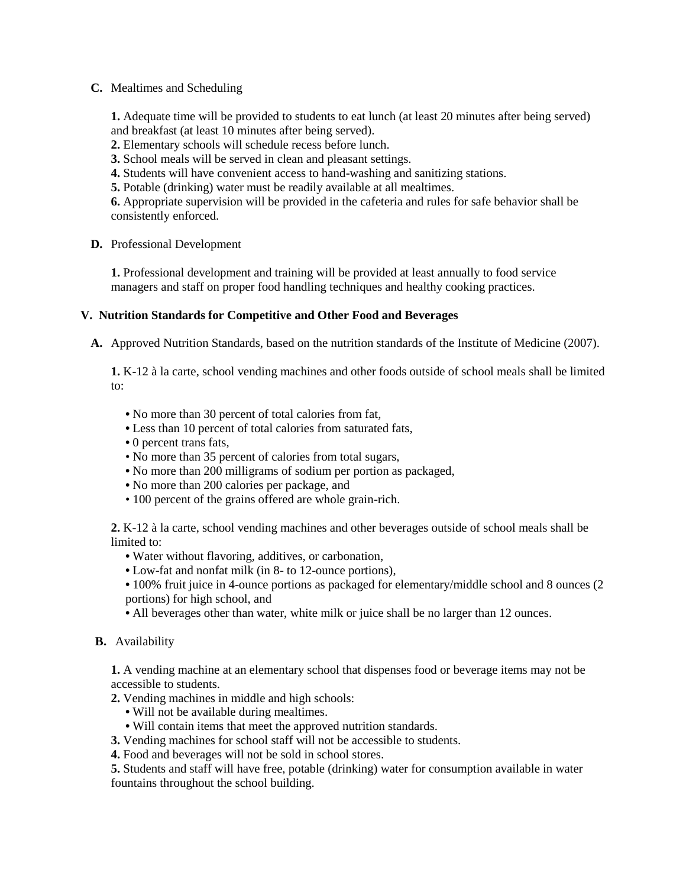**C.** Mealtimes and Scheduling

**1.** Adequate time will be provided to students to eat lunch (at least 20 minutes after being served) and breakfast (at least 10 minutes after being served).
**2.** Elementary schools will schedule recess before lunch.
**3.** School meals will be served in clean and pleasant settings.
**4.** Students will have convenient access to hand-washing and sanitizing stations.
**5.** Potable (drinking) water must be readily available at all mealtimes.
**6.** Appropriate supervision will be provided in the cafeteria and rules for safe behavior shall be consistently enforced.

**D.** Professional Development

**1.** Professional development and training will be provided at least annually to food service managers and staff on proper food handling techniques and healthy cooking practices.

## V. Nutrition Standards for Competitive and Other Food and Beverages

**A.** Approved Nutrition Standards, based on the nutrition standards of the Institute of Medicine (2007).

**1.** K-12 à la carte, school vending machines and other foods outside of school meals shall be limited to:

- No more than 30 percent of total calories from fat,
- Less than 10 percent of total calories from saturated fats,
- 0 percent trans fats,
- No more than 35 percent of calories from total sugars,
- No more than 200 milligrams of sodium per portion as packaged,
- No more than 200 calories per package, and
- 100 percent of the grains offered are whole grain-rich.

**2.** K-12 à la carte, school vending machines and other beverages outside of school meals shall be limited to:

- Water without flavoring, additives, or carbonation,
- Low-fat and nonfat milk (in 8- to 12-ounce portions),
- 100% fruit juice in 4-ounce portions as packaged for elementary/middle school and 8 ounces (2 portions) for high school, and
- All beverages other than water, white milk or juice shall be no larger than 12 ounces.

**B.** Availability

**1.** A vending machine at an elementary school that dispenses food or beverage items may not be accessible to students.
**2.** Vending machines in middle and high schools:

- Will not be available during mealtimes.
- Will contain items that meet the approved nutrition standards.

**3.** Vending machines for school staff will not be accessible to students.
**4.** Food and beverages will not be sold in school stores.
**5.** Students and staff will have free, potable (drinking) water for consumption available in water fountains throughout the school building.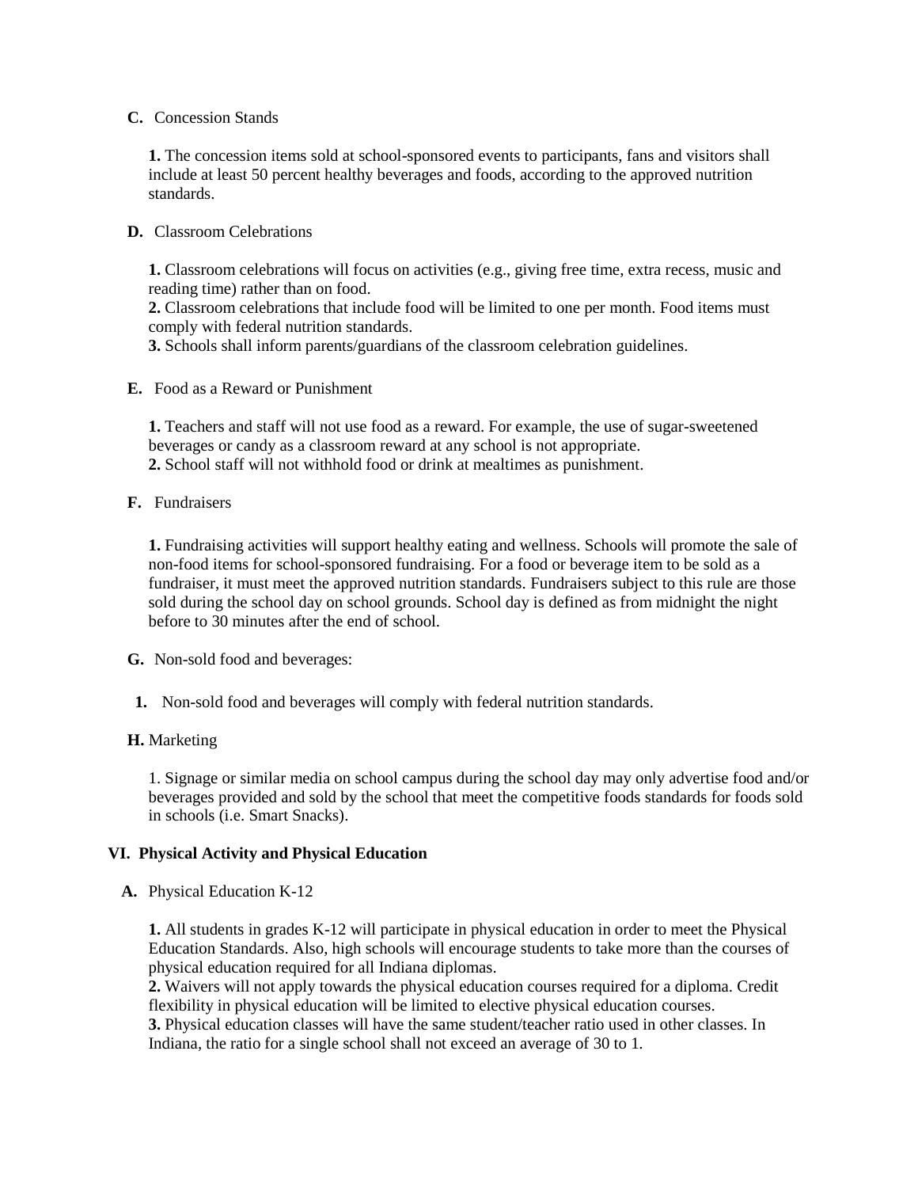**C.** Concession Stands

**1.** The concession items sold at school-sponsored events to participants, fans and visitors shall include at least 50 percent healthy beverages and foods, according to the approved nutrition standards.

**D.** Classroom Celebrations

**1.** Classroom celebrations will focus on activities (e.g., giving free time, extra recess, music and reading time) rather than on food.
**2.** Classroom celebrations that include food will be limited to one per month. Food items must comply with federal nutrition standards.
**3.** Schools shall inform parents/guardians of the classroom celebration guidelines.

**E.** Food as a Reward or Punishment

**1.** Teachers and staff will not use food as a reward. For example, the use of sugar-sweetened beverages or candy as a classroom reward at any school is not appropriate.
**2.** School staff will not withhold food or drink at mealtimes as punishment.

**F.** Fundraisers

**1.** Fundraising activities will support healthy eating and wellness. Schools will promote the sale of non-food items for school-sponsored fundraising. For a food or beverage item to be sold as a fundraiser, it must meet the approved nutrition standards. Fundraisers subject to this rule are those sold during the school day on school grounds. School day is defined as from midnight the night before to 30 minutes after the end of school.

**G.** Non-sold food and beverages:

**1.** Non-sold food and beverages will comply with federal nutrition standards.

**H.** Marketing

1. Signage or similar media on school campus during the school day may only advertise food and/or beverages provided and sold by the school that meet the competitive foods standards for foods sold in schools (i.e. Smart Snacks).

### VI. Physical Activity and Physical Education

**A.** Physical Education K-12

**1.** All students in grades K-12 will participate in physical education in order to meet the Physical Education Standards. Also, high schools will encourage students to take more than the courses of physical education required for all Indiana diplomas.
**2.** Waivers will not apply towards the physical education courses required for a diploma. Credit flexibility in physical education will be limited to elective physical education courses.
**3.** Physical education classes will have the same student/teacher ratio used in other classes. In Indiana, the ratio for a single school shall not exceed an average of 30 to 1.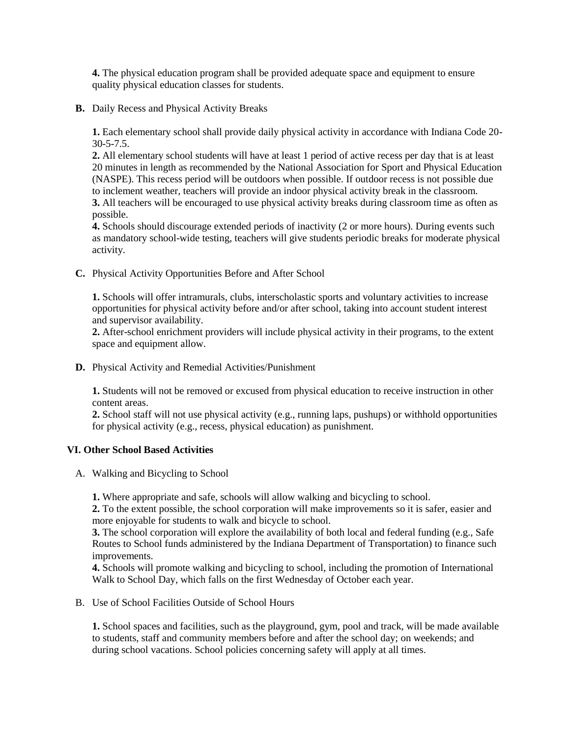**4.** The physical education program shall be provided adequate space and equipment to ensure quality physical education classes for students.

**B.** Daily Recess and Physical Activity Breaks

**1.** Each elementary school shall provide daily physical activity in accordance with Indiana Code 20-30-5-7.5.
**2.** All elementary school students will have at least 1 period of active recess per day that is at least 20 minutes in length as recommended by the National Association for Sport and Physical Education (NASPE). This recess period will be outdoors when possible. If outdoor recess is not possible due to inclement weather, teachers will provide an indoor physical activity break in the classroom.
**3.** All teachers will be encouraged to use physical activity breaks during classroom time as often as possible.
**4.** Schools should discourage extended periods of inactivity (2 or more hours). During events such as mandatory school-wide testing, teachers will give students periodic breaks for moderate physical activity.

**C.** Physical Activity Opportunities Before and After School

**1.** Schools will offer intramurals, clubs, interscholastic sports and voluntary activities to increase opportunities for physical activity before and/or after school, taking into account student interest and supervisor availability.
**2.** After-school enrichment providers will include physical activity in their programs, to the extent space and equipment allow.

**D.** Physical Activity and Remedial Activities/Punishment

**1.** Students will not be removed or excused from physical education to receive instruction in other content areas.
**2.** School staff will not use physical activity (e.g., running laps, pushups) or withhold opportunities for physical activity (e.g., recess, physical education) as punishment.

### VI. Other School Based Activities

A. Walking and Bicycling to School

**1.** Where appropriate and safe, schools will allow walking and bicycling to school.
**2.** To the extent possible, the school corporation will make improvements so it is safer, easier and more enjoyable for students to walk and bicycle to school.
**3.** The school corporation will explore the availability of both local and federal funding (e.g., Safe Routes to School funds administered by the Indiana Department of Transportation) to finance such improvements.
**4.** Schools will promote walking and bicycling to school, including the promotion of International Walk to School Day, which falls on the first Wednesday of October each year.

B. Use of School Facilities Outside of School Hours

**1.** School spaces and facilities, such as the playground, gym, pool and track, will be made available to students, staff and community members before and after the school day; on weekends; and during school vacations. School policies concerning safety will apply at all times.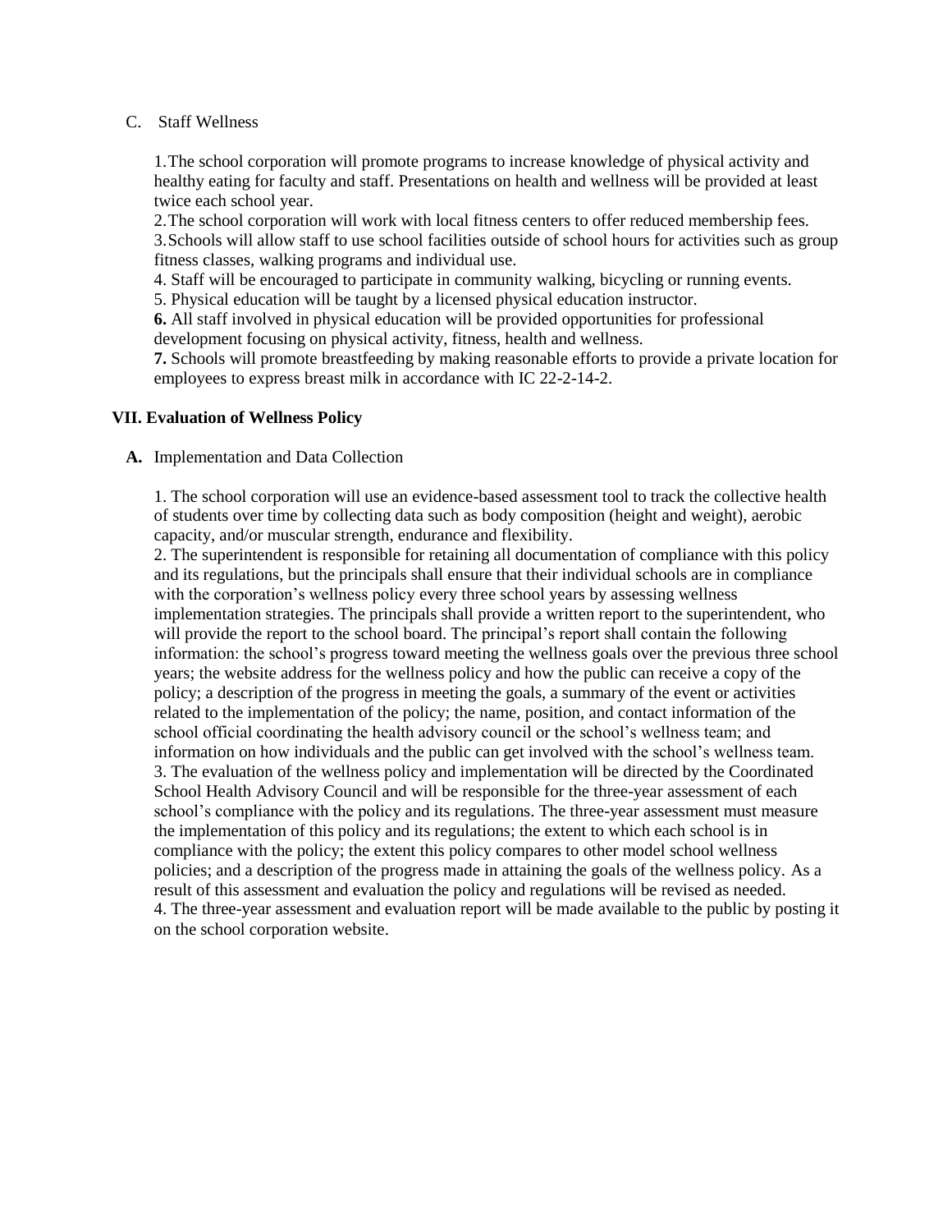C. Staff Wellness

1. The school corporation will promote programs to increase knowledge of physical activity and healthy eating for faculty and staff. Presentations on health and wellness will be provided at least twice each school year.
2. The school corporation will work with local fitness centers to offer reduced membership fees.
3. Schools will allow staff to use school facilities outside of school hours for activities such as group fitness classes, walking programs and individual use.
4. Staff will be encouraged to participate in community walking, bicycling or running events.
5. Physical education will be taught by a licensed physical education instructor.
**6.** All staff involved in physical education will be provided opportunities for professional development focusing on physical activity, fitness, health and wellness.
**7.** Schools will promote breastfeeding by making reasonable efforts to provide a private location for employees to express breast milk in accordance with IC 22-2-14-2.

## VII. Evaluation of Wellness Policy

**A.** Implementation and Data Collection

1. The school corporation will use an evidence-based assessment tool to track the collective health of students over time by collecting data such as body composition (height and weight), aerobic capacity, and/or muscular strength, endurance and flexibility.
2. The superintendent is responsible for retaining all documentation of compliance with this policy and its regulations, but the principals shall ensure that their individual schools are in compliance with the corporation's wellness policy every three school years by assessing wellness implementation strategies. The principals shall provide a written report to the superintendent, who will provide the report to the school board. The principal's report shall contain the following information: the school's progress toward meeting the wellness goals over the previous three school years; the website address for the wellness policy and how the public can receive a copy of the policy; a description of the progress in meeting the goals, a summary of the event or activities related to the implementation of the policy; the name, position, and contact information of the school official coordinating the health advisory council or the school's wellness team; and information on how individuals and the public can get involved with the school's wellness team.
3. The evaluation of the wellness policy and implementation will be directed by the Coordinated School Health Advisory Council and will be responsible for the three-year assessment of each school's compliance with the policy and its regulations. The three-year assessment must measure the implementation of this policy and its regulations; the extent to which each school is in compliance with the policy; the extent this policy compares to other model school wellness policies; and a description of the progress made in attaining the goals of the wellness policy. As a result of this assessment and evaluation the policy and regulations will be revised as needed.
4. The three-year assessment and evaluation report will be made available to the public by posting it on the school corporation website.